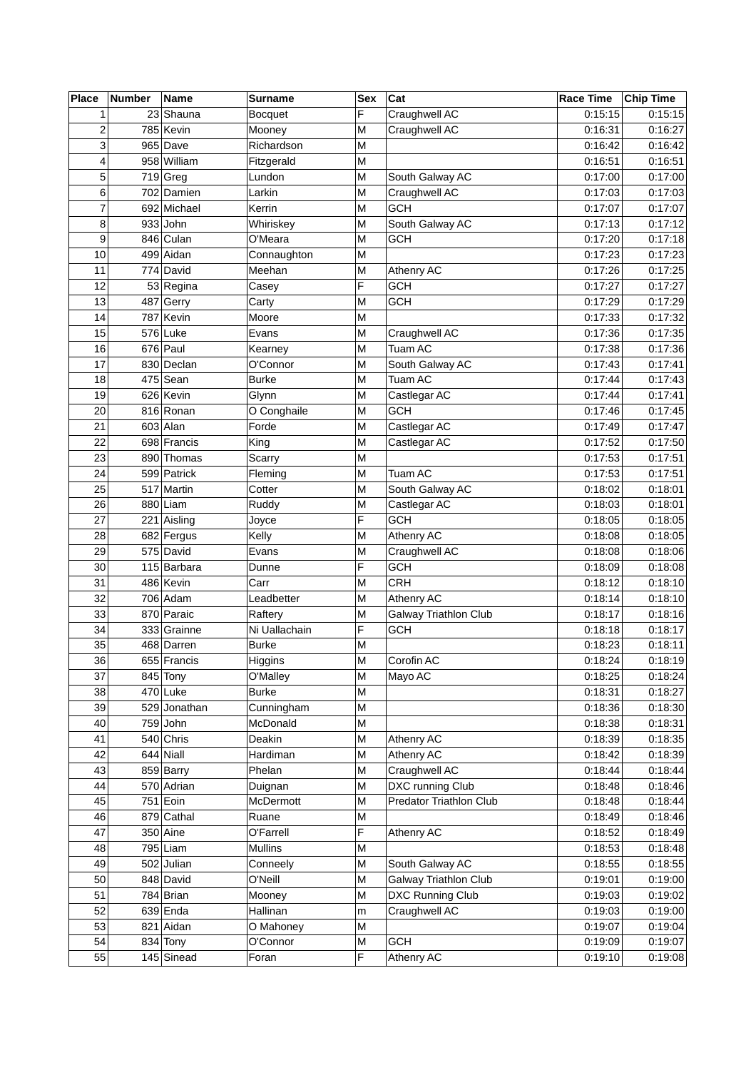| Place | Number | Name | Surname | Sex | Cat | Race Time | Chip Time |
|---|---|---|---|---|---|---|---|
| 1 | 23 | Shauna | Bocquet | F | Craughwell AC | 0:15:15 | 0:15:15 |
| 2 | 785 | Kevin | Mooney | M | Craughwell AC | 0:16:31 | 0:16:27 |
| 3 | 965 | Dave | Richardson | M | | 0:16:42 | 0:16:42 |
| 4 | 958 | William | Fitzgerald | M | | 0:16:51 | 0:16:51 |
| 5 | 719 | Greg | Lundon | M | South Galway AC | 0:17:00 | 0:17:00 |
| 6 | 702 | Damien | Larkin | M | Craughwell AC | 0:17:03 | 0:17:03 |
| 7 | 692 | Michael | Kerrin | M | GCH | 0:17:07 | 0:17:07 |
| 8 | 933 | John | Whiriskey | M | South Galway AC | 0:17:13 | 0:17:12 |
| 9 | 846 | Culan | O'Meara | M | GCH | 0:17:20 | 0:17:18 |
| 10 | 499 | Aidan | Connaughton | M | | 0:17:23 | 0:17:23 |
| 11 | 774 | David | Meehan | M | Athenry AC | 0:17:26 | 0:17:25 |
| 12 | 53 | Regina | Casey | F | GCH | 0:17:27 | 0:17:27 |
| 13 | 487 | Gerry | Carty | M | GCH | 0:17:29 | 0:17:29 |
| 14 | 787 | Kevin | Moore | M | | 0:17:33 | 0:17:32 |
| 15 | 576 | Luke | Evans | M | Craughwell AC | 0:17:36 | 0:17:35 |
| 16 | 676 | Paul | Kearney | M | Tuam AC | 0:17:38 | 0:17:36 |
| 17 | 830 | Declan | O'Connor | M | South Galway AC | 0:17:43 | 0:17:41 |
| 18 | 475 | Sean | Burke | M | Tuam AC | 0:17:44 | 0:17:43 |
| 19 | 626 | Kevin | Glynn | M | Castlegar AC | 0:17:44 | 0:17:41 |
| 20 | 816 | Ronan | O Conghaile | M | GCH | 0:17:46 | 0:17:45 |
| 21 | 603 | Alan | Forde | M | Castlegar AC | 0:17:49 | 0:17:47 |
| 22 | 698 | Francis | King | M | Castlegar AC | 0:17:52 | 0:17:50 |
| 23 | 890 | Thomas | Scarry | M | | 0:17:53 | 0:17:51 |
| 24 | 599 | Patrick | Fleming | M | Tuam AC | 0:17:53 | 0:17:51 |
| 25 | 517 | Martin | Cotter | M | South Galway AC | 0:18:02 | 0:18:01 |
| 26 | 880 | Liam | Ruddy | M | Castlegar AC | 0:18:03 | 0:18:01 |
| 27 | 221 | Aisling | Joyce | F | GCH | 0:18:05 | 0:18:05 |
| 28 | 682 | Fergus | Kelly | M | Athenry AC | 0:18:08 | 0:18:05 |
| 29 | 575 | David | Evans | M | Craughwell AC | 0:18:08 | 0:18:06 |
| 30 | 115 | Barbara | Dunne | F | GCH | 0:18:09 | 0:18:08 |
| 31 | 486 | Kevin | Carr | M | CRH | 0:18:12 | 0:18:10 |
| 32 | 706 | Adam | Leadbetter | M | Athenry AC | 0:18:14 | 0:18:10 |
| 33 | 870 | Paraic | Raftery | M | Galway Triathlon Club | 0:18:17 | 0:18:16 |
| 34 | 333 | Grainne | Ni Uallachain | F | GCH | 0:18:18 | 0:18:17 |
| 35 | 468 | Darren | Burke | M | | 0:18:23 | 0:18:11 |
| 36 | 655 | Francis | Higgins | M | Corofin AC | 0:18:24 | 0:18:19 |
| 37 | 845 | Tony | O'Malley | M | Mayo AC | 0:18:25 | 0:18:24 |
| 38 | 470 | Luke | Burke | M | | 0:18:31 | 0:18:27 |
| 39 | 529 | Jonathan | Cunningham | M | | 0:18:36 | 0:18:30 |
| 40 | 759 | John | McDonald | M | | 0:18:38 | 0:18:31 |
| 41 | 540 | Chris | Deakin | M | Athenry AC | 0:18:39 | 0:18:35 |
| 42 | 644 | Niall | Hardiman | M | Athenry AC | 0:18:42 | 0:18:39 |
| 43 | 859 | Barry | Phelan | M | Craughwell AC | 0:18:44 | 0:18:44 |
| 44 | 570 | Adrian | Duignan | M | DXC running Club | 0:18:48 | 0:18:46 |
| 45 | 751 | Eoin | McDermott | M | Predator Triathlon Club | 0:18:48 | 0:18:44 |
| 46 | 879 | Cathal | Ruane | M | | 0:18:49 | 0:18:46 |
| 47 | 350 | Aine | O'Farrell | F | Athenry AC | 0:18:52 | 0:18:49 |
| 48 | 795 | Liam | Mullins | M | | 0:18:53 | 0:18:48 |
| 49 | 502 | Julian | Conneely | M | South Galway AC | 0:18:55 | 0:18:55 |
| 50 | 848 | David | O'Neill | M | Galway Triathlon Club | 0:19:01 | 0:19:00 |
| 51 | 784 | Brian | Mooney | M | DXC Running Club | 0:19:03 | 0:19:02 |
| 52 | 639 | Enda | Hallinan | m | Craughwell AC | 0:19:03 | 0:19:00 |
| 53 | 821 | Aidan | O Mahoney | M | | 0:19:07 | 0:19:04 |
| 54 | 834 | Tony | O'Connor | M | GCH | 0:19:09 | 0:19:07 |
| 55 | 145 | Sinead | Foran | F | Athenry AC | 0:19:10 | 0:19:08 |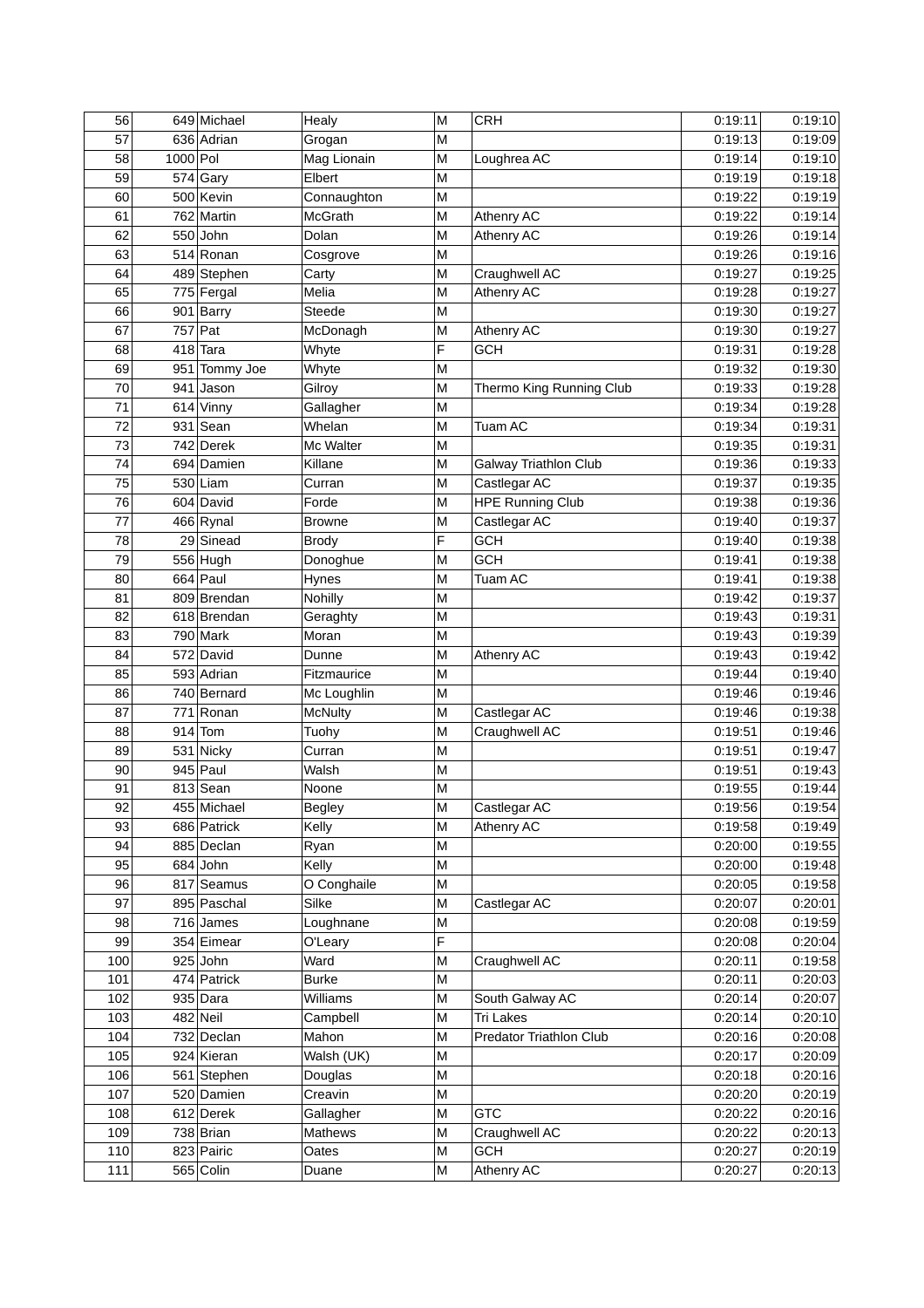| | | | | | | | |
|---|---|---|---|---|---|---|---|
| 56 | 649 | Michael | Healy | M | CRH | 0:19:11 | 0:19:10 |
| 57 | 636 | Adrian | Grogan | M | | 0:19:13 | 0:19:09 |
| 58 | 1000 | Pol | Mag Lionain | M | Loughrea AC | 0:19:14 | 0:19:10 |
| 59 | 574 | Gary | Elbert | M | | 0:19:19 | 0:19:18 |
| 60 | 500 | Kevin | Connaughton | M | | 0:19:22 | 0:19:19 |
| 61 | 762 | Martin | McGrath | M | Athenry AC | 0:19:22 | 0:19:14 |
| 62 | 550 | John | Dolan | M | Athenry AC | 0:19:26 | 0:19:14 |
| 63 | 514 | Ronan | Cosgrove | M | | 0:19:26 | 0:19:16 |
| 64 | 489 | Stephen | Carty | M | Craughwell AC | 0:19:27 | 0:19:25 |
| 65 | 775 | Fergal | Melia | M | Athenry AC | 0:19:28 | 0:19:27 |
| 66 | 901 | Barry | Steede | M | | 0:19:30 | 0:19:27 |
| 67 | 757 | Pat | McDonagh | M | Athenry AC | 0:19:30 | 0:19:27 |
| 68 | 418 | Tara | Whyte | F | GCH | 0:19:31 | 0:19:28 |
| 69 | 951 | Tommy Joe | Whyte | M | | 0:19:32 | 0:19:30 |
| 70 | 941 | Jason | Gilroy | M | Thermo King Running Club | 0:19:33 | 0:19:28 |
| 71 | 614 | Vinny | Gallagher | M | | 0:19:34 | 0:19:28 |
| 72 | 931 | Sean | Whelan | M | Tuam AC | 0:19:34 | 0:19:31 |
| 73 | 742 | Derek | Mc Walter | M | | 0:19:35 | 0:19:31 |
| 74 | 694 | Damien | Killane | M | Galway Triathlon Club | 0:19:36 | 0:19:33 |
| 75 | 530 | Liam | Curran | M | Castlegar AC | 0:19:37 | 0:19:35 |
| 76 | 604 | David | Forde | M | HPE Running Club | 0:19:38 | 0:19:36 |
| 77 | 466 | Rynal | Browne | M | Castlegar AC | 0:19:40 | 0:19:37 |
| 78 | 29 | Sinead | Brody | F | GCH | 0:19:40 | 0:19:38 |
| 79 | 556 | Hugh | Donoghue | M | GCH | 0:19:41 | 0:19:38 |
| 80 | 664 | Paul | Hynes | M | Tuam AC | 0:19:41 | 0:19:38 |
| 81 | 809 | Brendan | Nohilly | M | | 0:19:42 | 0:19:37 |
| 82 | 618 | Brendan | Geraghty | M | | 0:19:43 | 0:19:31 |
| 83 | 790 | Mark | Moran | M | | 0:19:43 | 0:19:39 |
| 84 | 572 | David | Dunne | M | Athenry AC | 0:19:43 | 0:19:42 |
| 85 | 593 | Adrian | Fitzmaurice | M | | 0:19:44 | 0:19:40 |
| 86 | 740 | Bernard | Mc Loughlin | M | | 0:19:46 | 0:19:46 |
| 87 | 771 | Ronan | McNulty | M | Castlegar AC | 0:19:46 | 0:19:38 |
| 88 | 914 | Tom | Tuohy | M | Craughwell AC | 0:19:51 | 0:19:46 |
| 89 | 531 | Nicky | Curran | M | | 0:19:51 | 0:19:47 |
| 90 | 945 | Paul | Walsh | M | | 0:19:51 | 0:19:43 |
| 91 | 813 | Sean | Noone | M | | 0:19:55 | 0:19:44 |
| 92 | 455 | Michael | Begley | M | Castlegar AC | 0:19:56 | 0:19:54 |
| 93 | 686 | Patrick | Kelly | M | Athenry AC | 0:19:58 | 0:19:49 |
| 94 | 885 | Declan | Ryan | M | | 0:20:00 | 0:19:55 |
| 95 | 684 | John | Kelly | M | | 0:20:00 | 0:19:48 |
| 96 | 817 | Seamus | O Conghaile | M | | 0:20:05 | 0:19:58 |
| 97 | 895 | Paschal | Silke | M | Castlegar AC | 0:20:07 | 0:20:01 |
| 98 | 716 | James | Loughnane | M | | 0:20:08 | 0:19:59 |
| 99 | 354 | Eimear | O'Leary | F | | 0:20:08 | 0:20:04 |
| 100 | 925 | John | Ward | M | Craughwell AC | 0:20:11 | 0:19:58 |
| 101 | 474 | Patrick | Burke | M | | 0:20:11 | 0:20:03 |
| 102 | 935 | Dara | Williams | M | South Galway AC | 0:20:14 | 0:20:07 |
| 103 | 482 | Neil | Campbell | M | Tri Lakes | 0:20:14 | 0:20:10 |
| 104 | 732 | Declan | Mahon | M | Predator Triathlon Club | 0:20:16 | 0:20:08 |
| 105 | 924 | Kieran | Walsh (UK) | M | | 0:20:17 | 0:20:09 |
| 106 | 561 | Stephen | Douglas | M | | 0:20:18 | 0:20:16 |
| 107 | 520 | Damien | Creavin | M | | 0:20:20 | 0:20:19 |
| 108 | 612 | Derek | Gallagher | M | GTC | 0:20:22 | 0:20:16 |
| 109 | 738 | Brian | Mathews | M | Craughwell AC | 0:20:22 | 0:20:13 |
| 110 | 823 | Pairic | Oates | M | GCH | 0:20:27 | 0:20:19 |
| 111 | 565 | Colin | Duane | M | Athenry AC | 0:20:27 | 0:20:13 |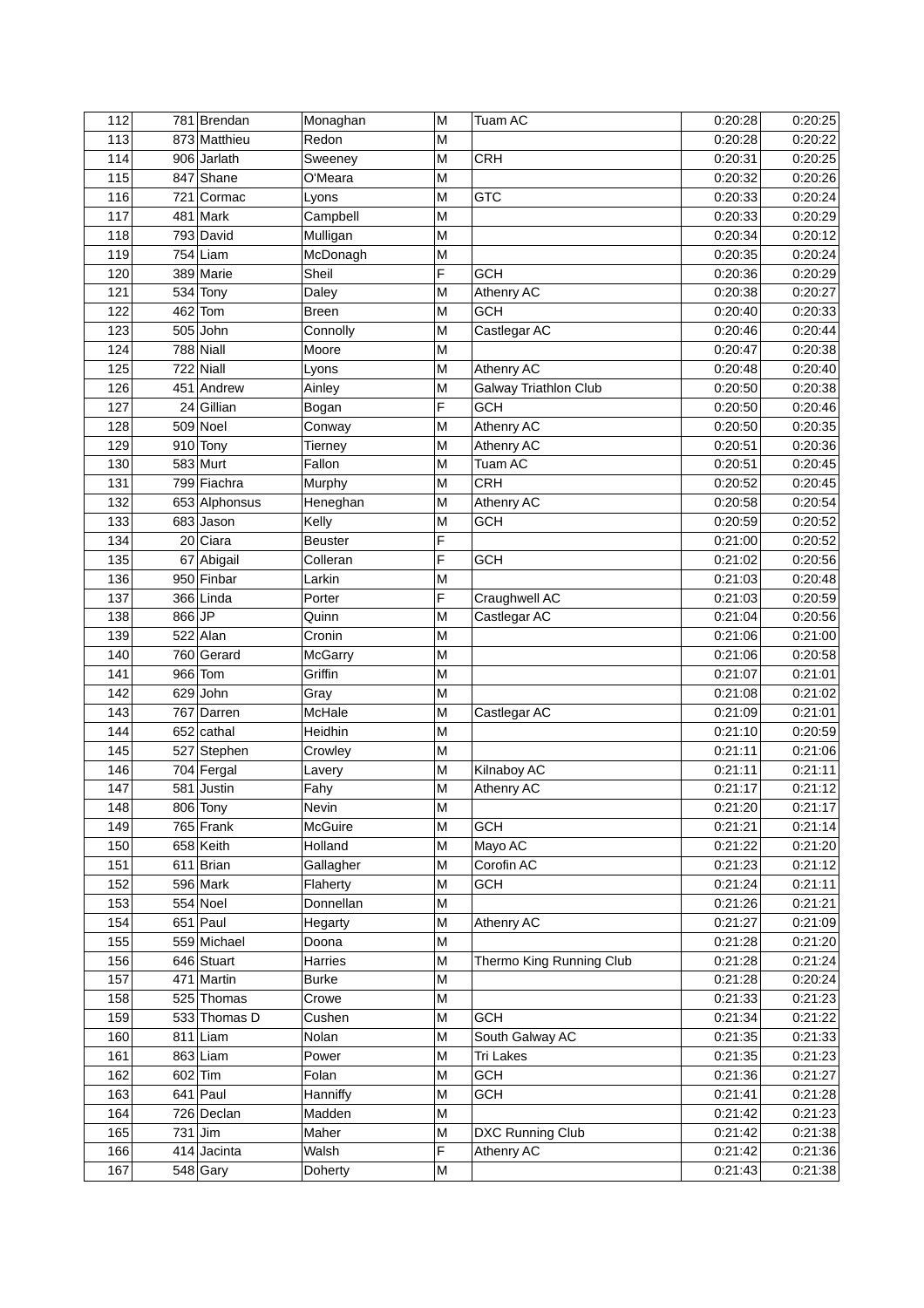| | | | | | | | |
|---|---|---|---|---|---|---|---|
| 112 | 781 | Brendan | Monaghan | M | Tuam AC | 0:20:28 | 0:20:25 |
| 113 | 873 | Matthieu | Redon | M | | 0:20:28 | 0:20:22 |
| 114 | 906 | Jarlath | Sweeney | M | CRH | 0:20:31 | 0:20:25 |
| 115 | 847 | Shane | O'Meara | M | | 0:20:32 | 0:20:26 |
| 116 | 721 | Cormac | Lyons | M | GTC | 0:20:33 | 0:20:24 |
| 117 | 481 | Mark | Campbell | M | | 0:20:33 | 0:20:29 |
| 118 | 793 | David | Mulligan | M | | 0:20:34 | 0:20:12 |
| 119 | 754 | Liam | McDonagh | M | | 0:20:35 | 0:20:24 |
| 120 | 389 | Marie | Sheil | F | GCH | 0:20:36 | 0:20:29 |
| 121 | 534 | Tony | Daley | M | Athenry AC | 0:20:38 | 0:20:27 |
| 122 | 462 | Tom | Breen | M | GCH | 0:20:40 | 0:20:33 |
| 123 | 505 | John | Connolly | M | Castlegar AC | 0:20:46 | 0:20:44 |
| 124 | 788 | Niall | Moore | M | | 0:20:47 | 0:20:38 |
| 125 | 722 | Niall | Lyons | M | Athenry AC | 0:20:48 | 0:20:40 |
| 126 | 451 | Andrew | Ainley | M | Galway Triathlon Club | 0:20:50 | 0:20:38 |
| 127 | 24 | Gillian | Bogan | F | GCH | 0:20:50 | 0:20:46 |
| 128 | 509 | Noel | Conway | M | Athenry AC | 0:20:50 | 0:20:35 |
| 129 | 910 | Tony | Tierney | M | Athenry AC | 0:20:51 | 0:20:36 |
| 130 | 583 | Murt | Fallon | M | Tuam AC | 0:20:51 | 0:20:45 |
| 131 | 799 | Fiachra | Murphy | M | CRH | 0:20:52 | 0:20:45 |
| 132 | 653 | Alphonsus | Heneghan | M | Athenry AC | 0:20:58 | 0:20:54 |
| 133 | 683 | Jason | Kelly | M | GCH | 0:20:59 | 0:20:52 |
| 134 | 20 | Ciara | Beuster | F | | 0:21:00 | 0:20:52 |
| 135 | 67 | Abigail | Colleran | F | GCH | 0:21:02 | 0:20:56 |
| 136 | 950 | Finbar | Larkin | M | | 0:21:03 | 0:20:48 |
| 137 | 366 | Linda | Porter | F | Craughwell AC | 0:21:03 | 0:20:59 |
| 138 | 866 | JP | Quinn | M | Castlegar AC | 0:21:04 | 0:20:56 |
| 139 | 522 | Alan | Cronin | M | | 0:21:06 | 0:21:00 |
| 140 | 760 | Gerard | McGarry | M | | 0:21:06 | 0:20:58 |
| 141 | 966 | Tom | Griffin | M | | 0:21:07 | 0:21:01 |
| 142 | 629 | John | Gray | M | | 0:21:08 | 0:21:02 |
| 143 | 767 | Darren | McHale | M | Castlegar AC | 0:21:09 | 0:21:01 |
| 144 | 652 | cathal | Heidhin | M | | 0:21:10 | 0:20:59 |
| 145 | 527 | Stephen | Crowley | M | | 0:21:11 | 0:21:06 |
| 146 | 704 | Fergal | Lavery | M | Kilnaboy AC | 0:21:11 | 0:21:11 |
| 147 | 581 | Justin | Fahy | M | Athenry AC | 0:21:17 | 0:21:12 |
| 148 | 806 | Tony | Nevin | M | | 0:21:20 | 0:21:17 |
| 149 | 765 | Frank | McGuire | M | GCH | 0:21:21 | 0:21:14 |
| 150 | 658 | Keith | Holland | M | Mayo AC | 0:21:22 | 0:21:20 |
| 151 | 611 | Brian | Gallagher | M | Corofin AC | 0:21:23 | 0:21:12 |
| 152 | 596 | Mark | Flaherty | M | GCH | 0:21:24 | 0:21:11 |
| 153 | 554 | Noel | Donnellan | M | | 0:21:26 | 0:21:21 |
| 154 | 651 | Paul | Hegarty | M | Athenry AC | 0:21:27 | 0:21:09 |
| 155 | 559 | Michael | Doona | M | | 0:21:28 | 0:21:20 |
| 156 | 646 | Stuart | Harries | M | Thermo King Running Club | 0:21:28 | 0:21:24 |
| 157 | 471 | Martin | Burke | M | | 0:21:28 | 0:20:24 |
| 158 | 525 | Thomas | Crowe | M | | 0:21:33 | 0:21:23 |
| 159 | 533 | Thomas D | Cushen | M | GCH | 0:21:34 | 0:21:22 |
| 160 | 811 | Liam | Nolan | M | South Galway AC | 0:21:35 | 0:21:33 |
| 161 | 863 | Liam | Power | M | Tri Lakes | 0:21:35 | 0:21:23 |
| 162 | 602 | Tim | Folan | M | GCH | 0:21:36 | 0:21:27 |
| 163 | 641 | Paul | Hanniffy | M | GCH | 0:21:41 | 0:21:28 |
| 164 | 726 | Declan | Madden | M | | 0:21:42 | 0:21:23 |
| 165 | 731 | Jim | Maher | M | DXC Running Club | 0:21:42 | 0:21:38 |
| 166 | 414 | Jacinta | Walsh | F | Athenry AC | 0:21:42 | 0:21:36 |
| 167 | 548 | Gary | Doherty | M | | 0:21:43 | 0:21:38 |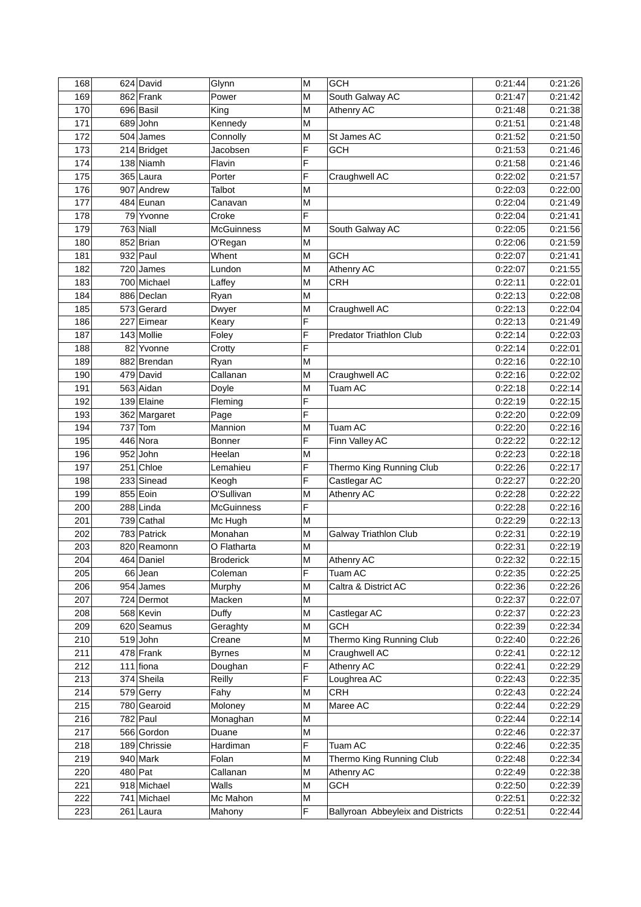| 168 | 624 | David | Glynn | M | GCH | 0:21:44 | 0:21:26 |
|---|---|---|---|---|---|---|---|
| 169 | 862 | Frank | Power | M | South Galway AC | 0:21:47 | 0:21:42 |
| 170 | 696 | Basil | King | M | Athenry AC | 0:21:48 | 0:21:38 |
| 171 | 689 | John | Kennedy | M | | 0:21:51 | 0:21:48 |
| 172 | 504 | James | Connolly | M | St James AC | 0:21:52 | 0:21:50 |
| 173 | 214 | Bridget | Jacobsen | F | GCH | 0:21:53 | 0:21:46 |
| 174 | 138 | Niamh | Flavin | F | | 0:21:58 | 0:21:46 |
| 175 | 365 | Laura | Porter | F | Craughwell AC | 0:22:02 | 0:21:57 |
| 176 | 907 | Andrew | Talbot | M | | 0:22:03 | 0:22:00 |
| 177 | 484 | Eunan | Canavan | M | | 0:22:04 | 0:21:49 |
| 178 | 79 | Yvonne | Croke | F | | 0:22:04 | 0:21:41 |
| 179 | 763 | Niall | McGuinness | M | South Galway AC | 0:22:05 | 0:21:56 |
| 180 | 852 | Brian | O'Regan | M | | 0:22:06 | 0:21:59 |
| 181 | 932 | Paul | Whent | M | GCH | 0:22:07 | 0:21:41 |
| 182 | 720 | James | Lundon | M | Athenry AC | 0:22:07 | 0:21:55 |
| 183 | 700 | Michael | Laffey | M | CRH | 0:22:11 | 0:22:01 |
| 184 | 886 | Declan | Ryan | M | | 0:22:13 | 0:22:08 |
| 185 | 573 | Gerard | Dwyer | M | Craughwell AC | 0:22:13 | 0:22:04 |
| 186 | 227 | Eimear | Keary | F | | 0:22:13 | 0:21:49 |
| 187 | 143 | Mollie | Foley | F | Predator Triathlon Club | 0:22:14 | 0:22:03 |
| 188 | 82 | Yvonne | Crotty | F | | 0:22:14 | 0:22:01 |
| 189 | 882 | Brendan | Ryan | M | | 0:22:16 | 0:22:10 |
| 190 | 479 | David | Callanan | M | Craughwell AC | 0:22:16 | 0:22:02 |
| 191 | 563 | Aidan | Doyle | M | Tuam AC | 0:22:18 | 0:22:14 |
| 192 | 139 | Elaine | Fleming | F | | 0:22:19 | 0:22:15 |
| 193 | 362 | Margaret | Page | F | | 0:22:20 | 0:22:09 |
| 194 | 737 | Tom | Mannion | M | Tuam AC | 0:22:20 | 0:22:16 |
| 195 | 446 | Nora | Bonner | F | Finn Valley AC | 0:22:22 | 0:22:12 |
| 196 | 952 | John | Heelan | M | | 0:22:23 | 0:22:18 |
| 197 | 251 | Chloe | Lemahieu | F | Thermo King Running Club | 0:22:26 | 0:22:17 |
| 198 | 233 | Sinead | Keogh | F | Castlegar AC | 0:22:27 | 0:22:20 |
| 199 | 855 | Eoin | O'Sullivan | M | Athenry AC | 0:22:28 | 0:22:22 |
| 200 | 288 | Linda | McGuinness | F | | 0:22:28 | 0:22:16 |
| 201 | 739 | Cathal | Mc Hugh | M | | 0:22:29 | 0:22:13 |
| 202 | 783 | Patrick | Monahan | M | Galway Triathlon Club | 0:22:31 | 0:22:19 |
| 203 | 820 | Reamonn | O Flatharta | M | | 0:22:31 | 0:22:19 |
| 204 | 464 | Daniel | Broderick | M | Athenry AC | 0:22:32 | 0:22:15 |
| 205 | 66 | Jean | Coleman | F | Tuam AC | 0:22:35 | 0:22:25 |
| 206 | 954 | James | Murphy | M | Caltra & District AC | 0:22:36 | 0:22:26 |
| 207 | 724 | Dermot | Macken | M | | 0:22:37 | 0:22:07 |
| 208 | 568 | Kevin | Duffy | M | Castlegar AC | 0:22:37 | 0:22:23 |
| 209 | 620 | Seamus | Geraghty | M | GCH | 0:22:39 | 0:22:34 |
| 210 | 519 | John | Creane | M | Thermo King Running Club | 0:22:40 | 0:22:26 |
| 211 | 478 | Frank | Byrnes | M | Craughwell AC | 0:22:41 | 0:22:12 |
| 212 | 111 | fiona | Doughan | F | Athenry AC | 0:22:41 | 0:22:29 |
| 213 | 374 | Sheila | Reilly | F | Loughrea AC | 0:22:43 | 0:22:35 |
| 214 | 579 | Gerry | Fahy | M | CRH | 0:22:43 | 0:22:24 |
| 215 | 780 | Gearoid | Moloney | M | Maree AC | 0:22:44 | 0:22:29 |
| 216 | 782 | Paul | Monaghan | M | | 0:22:44 | 0:22:14 |
| 217 | 566 | Gordon | Duane | M | | 0:22:46 | 0:22:37 |
| 218 | 189 | Chrissie | Hardiman | F | Tuam AC | 0:22:46 | 0:22:35 |
| 219 | 940 | Mark | Folan | M | Thermo King Running Club | 0:22:48 | 0:22:34 |
| 220 | 480 | Pat | Callanan | M | Athenry AC | 0:22:49 | 0:22:38 |
| 221 | 918 | Michael | Walls | M | GCH | 0:22:50 | 0:22:39 |
| 222 | 741 | Michael | Mc Mahon | M | | 0:22:51 | 0:22:32 |
| 223 | 261 | Laura | Mahony | F | Ballyroan Abbeyleix and Districts | 0:22:51 | 0:22:44 |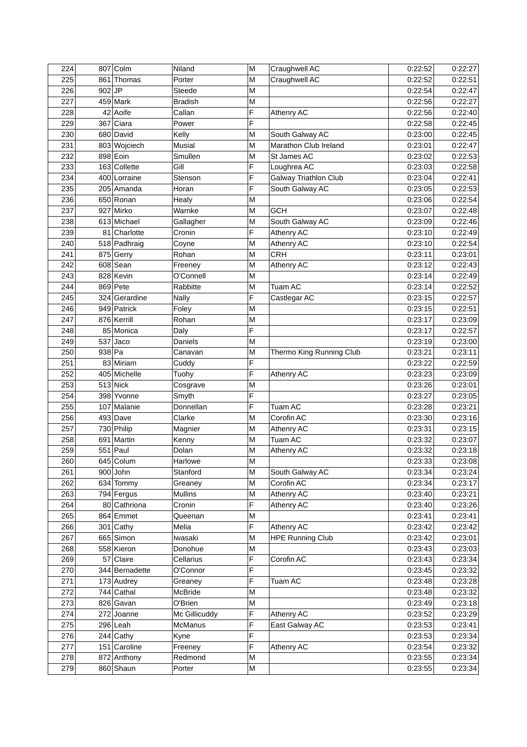| 224 | 807 | Colm | Niland | M | Craughwell AC | 0:22:52 | 0:22:27 |
|---|---|---|---|---|---|---|---|
| 225 | 861 | Thomas | Porter | M | Craughwell AC | 0:22:52 | 0:22:51 |
| 226 | 902 | JP | Steede | M | | 0:22:54 | 0:22:47 |
| 227 | 459 | Mark | Bradish | M | | 0:22:56 | 0:22:27 |
| 228 | 42 | Aoife | Callan | F | Athenry AC | 0:22:56 | 0:22:40 |
| 229 | 367 | Ciara | Power | F | | 0:22:58 | 0:22:45 |
| 230 | 680 | David | Kelly | M | South Galway AC | 0:23:00 | 0:22:45 |
| 231 | 803 | Wojciech | Musial | M | Marathon Club Ireland | 0:23:01 | 0:22:47 |
| 232 | 898 | Eoin | Smullen | M | St James AC | 0:23:02 | 0:22:53 |
| 233 | 163 | Collette | Gill | F | Loughrea AC | 0:23:03 | 0:22:58 |
| 234 | 400 | Lorraine | Stenson | F | Galway Triathlon Club | 0:23:04 | 0:22:41 |
| 235 | 205 | Amanda | Horan | F | South Galway AC | 0:23:05 | 0:22:53 |
| 236 | 650 | Ronan | Healy | M | | 0:23:06 | 0:22:54 |
| 237 | 927 | Mirko | Warnke | M | GCH | 0:23:07 | 0:22:48 |
| 238 | 613 | Michael | Gallagher | M | South Galway AC | 0:23:09 | 0:22:46 |
| 239 | 81 | Charlotte | Cronin | F | Athenry AC | 0:23:10 | 0:22:49 |
| 240 | 518 | Padhraig | Coyne | M | Athenry AC | 0:23:10 | 0:22:54 |
| 241 | 875 | Gerry | Rohan | M | CRH | 0:23:11 | 0:23:01 |
| 242 | 608 | Sean | Freeney | M | Athenry AC | 0:23:12 | 0:22:43 |
| 243 | 828 | Kevin | O'Connell | M | | 0:23:14 | 0:22:49 |
| 244 | 869 | Pete | Rabbitte | M | Tuam AC | 0:23:14 | 0:22:52 |
| 245 | 324 | Gerardine | Nally | F | Castlegar AC | 0:23:15 | 0:22:57 |
| 246 | 949 | Patrick | Foley | M | | 0:23:15 | 0:22:51 |
| 247 | 876 | Kerrill | Rohan | M | | 0:23:17 | 0:23:09 |
| 248 | 85 | Monica | Daly | F | | 0:23:17 | 0:22:57 |
| 249 | 537 | Jaco | Daniels | M | | 0:23:19 | 0:23:00 |
| 250 | 938 | Pa | Canavan | M | Thermo King Running Club | 0:23:21 | 0:23:11 |
| 251 | 83 | Miriam | Cuddy | F | | 0:23:22 | 0:22:59 |
| 252 | 405 | Michelle | Tuohy | F | Athenry AC | 0:23:23 | 0:23:09 |
| 253 | 513 | Nick | Cosgrave | M | | 0:23:26 | 0:23:01 |
| 254 | 398 | Yvonne | Smyth | F | | 0:23:27 | 0:23:05 |
| 255 | 107 | Malanie | Donnellan | F | Tuam AC | 0:23:28 | 0:23:21 |
| 256 | 493 | Dave | Clarke | M | Corofin AC | 0:23:30 | 0:23:16 |
| 257 | 730 | Philip | Magnier | M | Athenry AC | 0:23:31 | 0:23:15 |
| 258 | 691 | Martin | Kenny | M | Tuam AC | 0:23:32 | 0:23:07 |
| 259 | 551 | Paul | Dolan | M | Athenry AC | 0:23:32 | 0:23:18 |
| 260 | 645 | Colum | Harlowe | M | | 0:23:33 | 0:23:08 |
| 261 | 900 | John | Stanford | M | South Galway AC | 0:23:34 | 0:23:24 |
| 262 | 634 | Tommy | Greaney | M | Corofin AC | 0:23:34 | 0:23:17 |
| 263 | 794 | Fergus | Mullins | M | Athenry AC | 0:23:40 | 0:23:21 |
| 264 | 80 | Cathriona | Cronin | F | Athenry AC | 0:23:40 | 0:23:26 |
| 265 | 864 | Emmet | Queenan | M | | 0:23:41 | 0:23:41 |
| 266 | 301 | Cathy | Melia | F | Athenry AC | 0:23:42 | 0:23:42 |
| 267 | 665 | Simon | Iwasaki | M | HPE Running Club | 0:23:42 | 0:23:01 |
| 268 | 558 | Kieron | Donohue | M | | 0:23:43 | 0:23:03 |
| 269 | 57 | Claire | Cellarius | F | Corofin AC | 0:23:43 | 0:23:34 |
| 270 | 344 | Bernadette | O'Connor | F | | 0:23:45 | 0:23:32 |
| 271 | 173 | Audrey | Greaney | F | Tuam AC | 0:23:48 | 0:23:28 |
| 272 | 744 | Cathal | McBride | M | | 0:23:48 | 0:23:32 |
| 273 | 826 | Gavan | O'Brien | M | | 0:23:49 | 0:23:18 |
| 274 | 272 | Joanne | Mc Gillicuddy | F | Athenry AC | 0:23:52 | 0:23:29 |
| 275 | 296 | Leah | McManus | F | East Galway AC | 0:23:53 | 0:23:41 |
| 276 | 244 | Cathy | Kyne | F | | 0:23:53 | 0:23:34 |
| 277 | 151 | Caroline | Freeney | F | Athenry AC | 0:23:54 | 0:23:32 |
| 278 | 872 | Anthony | Redmond | M | | 0:23:55 | 0:23:34 |
| 279 | 860 | Shaun | Porter | M | | 0:23:55 | 0:23:34 |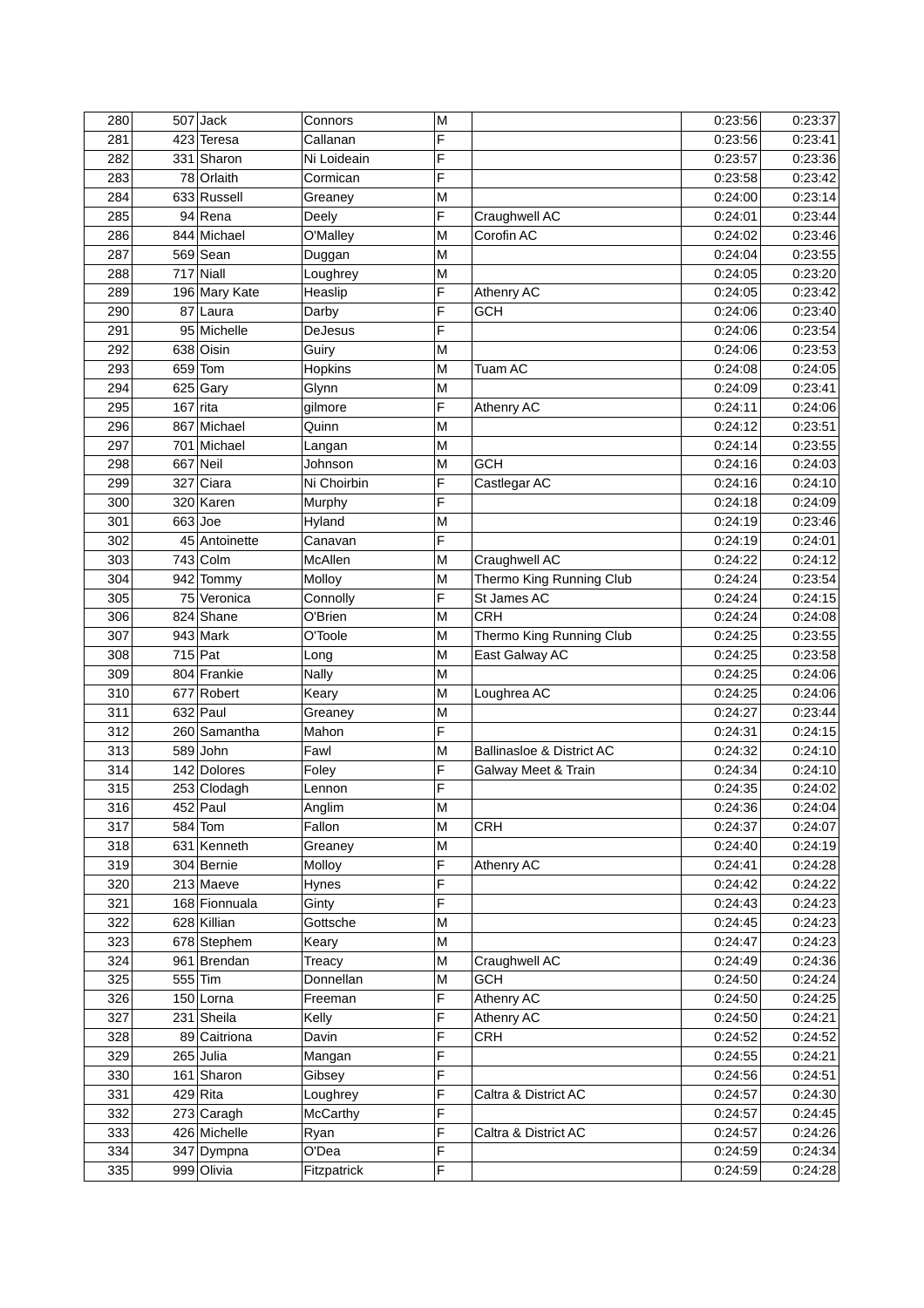| 280 | 507 | Jack | Connors | M | | 0:23:56 | 0:23:37 |
|---|---|---|---|---|---|---|---|
| 281 | 423 | Teresa | Callanan | F | | 0:23:56 | 0:23:41 |
| 282 | 331 | Sharon | Ni Loideain | F | | 0:23:57 | 0:23:36 |
| 283 | 78 | Orlaith | Cormican | F | | 0:23:58 | 0:23:42 |
| 284 | 633 | Russell | Greaney | M | | 0:24:00 | 0:23:14 |
| 285 | 94 | Rena | Deely | F | Craughwell AC | 0:24:01 | 0:23:44 |
| 286 | 844 | Michael | O'Malley | M | Corofin AC | 0:24:02 | 0:23:46 |
| 287 | 569 | Sean | Duggan | M | | 0:24:04 | 0:23:55 |
| 288 | 717 | Niall | Loughrey | M | | 0:24:05 | 0:23:20 |
| 289 | 196 | Mary Kate | Heaslip | F | Athenry AC | 0:24:05 | 0:23:42 |
| 290 | 87 | Laura | Darby | F | GCH | 0:24:06 | 0:23:40 |
| 291 | 95 | Michelle | DeJesus | F | | 0:24:06 | 0:23:54 |
| 292 | 638 | Oisin | Guiry | M | | 0:24:06 | 0:23:53 |
| 293 | 659 | Tom | Hopkins | M | Tuam AC | 0:24:08 | 0:24:05 |
| 294 | 625 | Gary | Glynn | M | | 0:24:09 | 0:23:41 |
| 295 | 167 | rita | gilmore | F | Athenry AC | 0:24:11 | 0:24:06 |
| 296 | 867 | Michael | Quinn | M | | 0:24:12 | 0:23:51 |
| 297 | 701 | Michael | Langan | M | | 0:24:14 | 0:23:55 |
| 298 | 667 | Neil | Johnson | M | GCH | 0:24:16 | 0:24:03 |
| 299 | 327 | Ciara | Ni Choirbin | F | Castlegar AC | 0:24:16 | 0:24:10 |
| 300 | 320 | Karen | Murphy | F | | 0:24:18 | 0:24:09 |
| 301 | 663 | Joe | Hyland | M | | 0:24:19 | 0:23:46 |
| 302 | 45 | Antoinette | Canavan | F | | 0:24:19 | 0:24:01 |
| 303 | 743 | Colm | McAllen | M | Craughwell AC | 0:24:22 | 0:24:12 |
| 304 | 942 | Tommy | Molloy | M | Thermo King Running Club | 0:24:24 | 0:23:54 |
| 305 | 75 | Veronica | Connolly | F | St James AC | 0:24:24 | 0:24:15 |
| 306 | 824 | Shane | O'Brien | M | CRH | 0:24:24 | 0:24:08 |
| 307 | 943 | Mark | O'Toole | M | Thermo King Running Club | 0:24:25 | 0:23:55 |
| 308 | 715 | Pat | Long | M | East Galway AC | 0:24:25 | 0:23:58 |
| 309 | 804 | Frankie | Nally | M | | 0:24:25 | 0:24:06 |
| 310 | 677 | Robert | Keary | M | Loughrea AC | 0:24:25 | 0:24:06 |
| 311 | 632 | Paul | Greaney | M | | 0:24:27 | 0:23:44 |
| 312 | 260 | Samantha | Mahon | F | | 0:24:31 | 0:24:15 |
| 313 | 589 | John | Fawl | M | Ballinasloe & District AC | 0:24:32 | 0:24:10 |
| 314 | 142 | Dolores | Foley | F | Galway Meet & Train | 0:24:34 | 0:24:10 |
| 315 | 253 | Clodagh | Lennon | F | | 0:24:35 | 0:24:02 |
| 316 | 452 | Paul | Anglim | M | | 0:24:36 | 0:24:04 |
| 317 | 584 | Tom | Fallon | M | CRH | 0:24:37 | 0:24:07 |
| 318 | 631 | Kenneth | Greaney | M | | 0:24:40 | 0:24:19 |
| 319 | 304 | Bernie | Molloy | F | Athenry AC | 0:24:41 | 0:24:28 |
| 320 | 213 | Maeve | Hynes | F | | 0:24:42 | 0:24:22 |
| 321 | 168 | Fionnuala | Ginty | F | | 0:24:43 | 0:24:23 |
| 322 | 628 | Killian | Gottsche | M | | 0:24:45 | 0:24:23 |
| 323 | 678 | Stephem | Keary | M | | 0:24:47 | 0:24:23 |
| 324 | 961 | Brendan | Treacy | M | Craughwell AC | 0:24:49 | 0:24:36 |
| 325 | 555 | Tim | Donnellan | M | GCH | 0:24:50 | 0:24:24 |
| 326 | 150 | Lorna | Freeman | F | Athenry AC | 0:24:50 | 0:24:25 |
| 327 | 231 | Sheila | Kelly | F | Athenry AC | 0:24:50 | 0:24:21 |
| 328 | 89 | Caitriona | Davin | F | CRH | 0:24:52 | 0:24:52 |
| 329 | 265 | Julia | Mangan | F | | 0:24:55 | 0:24:21 |
| 330 | 161 | Sharon | Gibsey | F | | 0:24:56 | 0:24:51 |
| 331 | 429 | Rita | Loughrey | F | Caltra & District AC | 0:24:57 | 0:24:30 |
| 332 | 273 | Caragh | McCarthy | F | | 0:24:57 | 0:24:45 |
| 333 | 426 | Michelle | Ryan | F | Caltra & District AC | 0:24:57 | 0:24:26 |
| 334 | 347 | Dympna | O'Dea | F | | 0:24:59 | 0:24:34 |
| 335 | 999 | Olivia | Fitzpatrick | F | | 0:24:59 | 0:24:28 |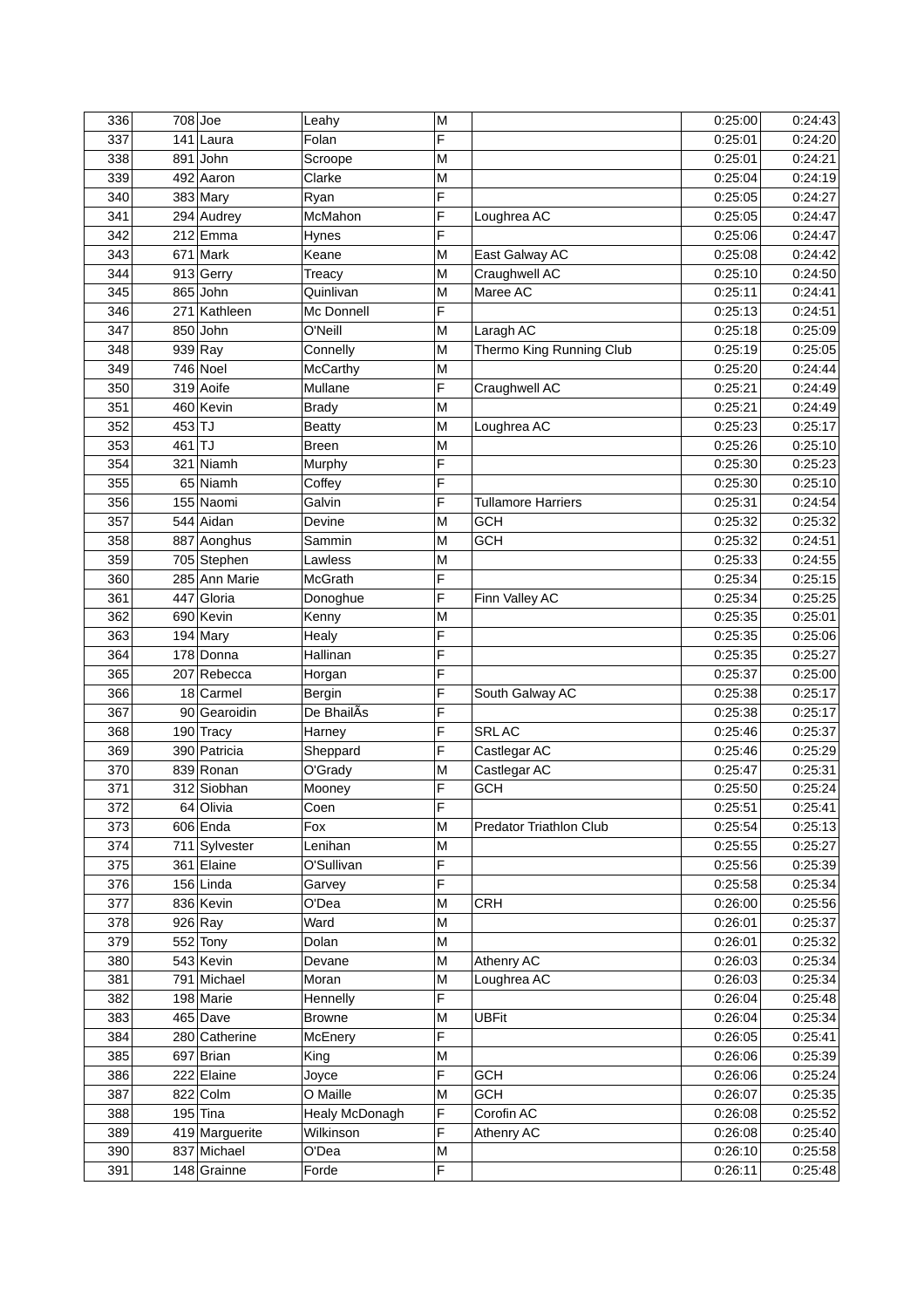| 336 | 708 | Joe | Leahy | M | | 0:25:00 | 0:24:43 |
|---|---|---|---|---|---|---|---|
| 337 | 141 | Laura | Folan | F | | 0:25:01 | 0:24:20 |
| 338 | 891 | John | Scroope | M | | 0:25:01 | 0:24:21 |
| 339 | 492 | Aaron | Clarke | M | | 0:25:04 | 0:24:19 |
| 340 | 383 | Mary | Ryan | F | | 0:25:05 | 0:24:27 |
| 341 | 294 | Audrey | McMahon | F | Loughrea AC | 0:25:05 | 0:24:47 |
| 342 | 212 | Emma | Hynes | F | | 0:25:06 | 0:24:47 |
| 343 | 671 | Mark | Keane | M | East Galway AC | 0:25:08 | 0:24:42 |
| 344 | 913 | Gerry | Treacy | M | Craughwell AC | 0:25:10 | 0:24:50 |
| 345 | 865 | John | Quinlivan | M | Maree AC | 0:25:11 | 0:24:41 |
| 346 | 271 | Kathleen | Mc Donnell | F | | 0:25:13 | 0:24:51 |
| 347 | 850 | John | O'Neill | M | Laragh AC | 0:25:18 | 0:25:09 |
| 348 | 939 | Ray | Connelly | M | Thermo King Running Club | 0:25:19 | 0:25:05 |
| 349 | 746 | Noel | McCarthy | M | | 0:25:20 | 0:24:44 |
| 350 | 319 | Aoife | Mullane | F | Craughwell AC | 0:25:21 | 0:24:49 |
| 351 | 460 | Kevin | Brady | M | | 0:25:21 | 0:24:49 |
| 352 | 453 | TJ | Beatty | M | Loughrea AC | 0:25:23 | 0:25:17 |
| 353 | 461 | TJ | Breen | M | | 0:25:26 | 0:25:10 |
| 354 | 321 | Niamh | Murphy | F | | 0:25:30 | 0:25:23 |
| 355 | 65 | Niamh | Coffey | F | | 0:25:30 | 0:25:10 |
| 356 | 155 | Naomi | Galvin | F | Tullamore Harriers | 0:25:31 | 0:24:54 |
| 357 | 544 | Aidan | Devine | M | GCH | 0:25:32 | 0:25:32 |
| 358 | 887 | Aonghus | Sammin | M | GCH | 0:25:32 | 0:24:51 |
| 359 | 705 | Stephen | Lawless | M | | 0:25:33 | 0:24:55 |
| 360 | 285 | Ann Marie | McGrath | F | | 0:25:34 | 0:25:15 |
| 361 | 447 | Gloria | Donoghue | F | Finn Valley AC | 0:25:34 | 0:25:25 |
| 362 | 690 | Kevin | Kenny | M | | 0:25:35 | 0:25:01 |
| 363 | 194 | Mary | Healy | F | | 0:25:35 | 0:25:06 |
| 364 | 178 | Donna | Hallinan | F | | 0:25:35 | 0:25:27 |
| 365 | 207 | Rebecca | Horgan | F | | 0:25:37 | 0:25:00 |
| 366 | 18 | Carmel | Bergin | F | South Galway AC | 0:25:38 | 0:25:17 |
| 367 | 90 | Gearoidin | De BhailÃs | F | | 0:25:38 | 0:25:17 |
| 368 | 190 | Tracy | Harney | F | SRL AC | 0:25:46 | 0:25:37 |
| 369 | 390 | Patricia | Sheppard | F | Castlegar AC | 0:25:46 | 0:25:29 |
| 370 | 839 | Ronan | O'Grady | M | Castlegar AC | 0:25:47 | 0:25:31 |
| 371 | 312 | Siobhan | Mooney | F | GCH | 0:25:50 | 0:25:24 |
| 372 | 64 | Olivia | Coen | F | | 0:25:51 | 0:25:41 |
| 373 | 606 | Enda | Fox | M | Predator Triathlon Club | 0:25:54 | 0:25:13 |
| 374 | 711 | Sylvester | Lenihan | M | | 0:25:55 | 0:25:27 |
| 375 | 361 | Elaine | O'Sullivan | F | | 0:25:56 | 0:25:39 |
| 376 | 156 | Linda | Garvey | F | | 0:25:58 | 0:25:34 |
| 377 | 836 | Kevin | O'Dea | M | CRH | 0:26:00 | 0:25:56 |
| 378 | 926 | Ray | Ward | M | | 0:26:01 | 0:25:37 |
| 379 | 552 | Tony | Dolan | M | | 0:26:01 | 0:25:32 |
| 380 | 543 | Kevin | Devane | M | Athenry AC | 0:26:03 | 0:25:34 |
| 381 | 791 | Michael | Moran | M | Loughrea AC | 0:26:03 | 0:25:34 |
| 382 | 198 | Marie | Hennelly | F | | 0:26:04 | 0:25:48 |
| 383 | 465 | Dave | Browne | M | UBFit | 0:26:04 | 0:25:34 |
| 384 | 280 | Catherine | McEnery | F | | 0:26:05 | 0:25:41 |
| 385 | 697 | Brian | King | M | | 0:26:06 | 0:25:39 |
| 386 | 222 | Elaine | Joyce | F | GCH | 0:26:06 | 0:25:24 |
| 387 | 822 | Colm | O Maille | M | GCH | 0:26:07 | 0:25:35 |
| 388 | 195 | Tina | Healy McDonagh | F | Corofin AC | 0:26:08 | 0:25:52 |
| 389 | 419 | Marguerite | Wilkinson | F | Athenry AC | 0:26:08 | 0:25:40 |
| 390 | 837 | Michael | O'Dea | M | | 0:26:10 | 0:25:58 |
| 391 | 148 | Grainne | Forde | F | | 0:26:11 | 0:25:48 |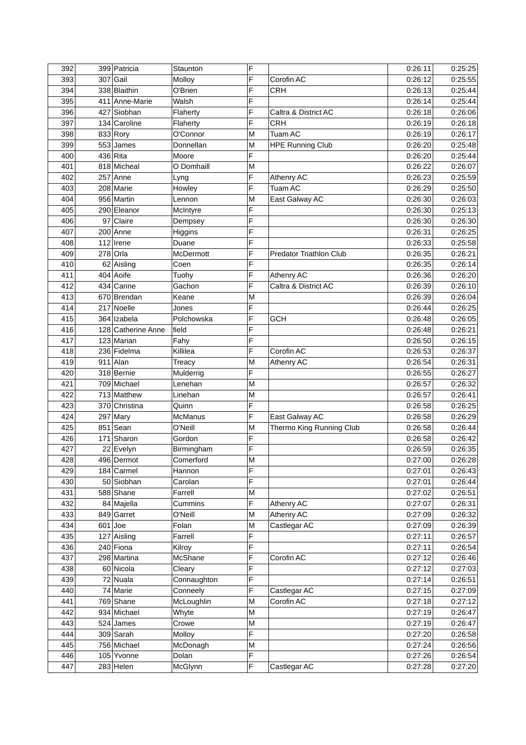| 392 | 399 | Patricia | Staunton | F | | 0:26:11 | 0:25:25 |
|---|---|---|---|---|---|---|---|
| 393 | 307 | Gail | Molloy | F | Corofin AC | 0:26:12 | 0:25:55 |
| 394 | 338 | Blaithin | O'Brien | F | CRH | 0:26:13 | 0:25:44 |
| 395 | 411 | Anne-Marie | Walsh | F | | 0:26:14 | 0:25:44 |
| 396 | 427 | Siobhan | Flaherty | F | Caltra & District AC | 0:26:18 | 0:26:06 |
| 397 | 134 | Caroline | Flaherty | F | CRH | 0:26:19 | 0:26:18 |
| 398 | 833 | Rory | O'Connor | M | Tuam AC | 0:26:19 | 0:26:17 |
| 399 | 553 | James | Donnellan | M | HPE Running Club | 0:26:20 | 0:25:48 |
| 400 | 436 | Rita | Moore | F | | 0:26:20 | 0:25:44 |
| 401 | 818 | Micheal | O Domhaill | M | | 0:26:22 | 0:26:07 |
| 402 | 257 | Anne | Lyng | F | Athenry AC | 0:26:23 | 0:25:59 |
| 403 | 208 | Marie | Howley | F | Tuam AC | 0:26:29 | 0:25:50 |
| 404 | 956 | Martin | Lennon | M | East Galway AC | 0:26:30 | 0:26:03 |
| 405 | 290 | Eleanor | McIntyre | F | | 0:26:30 | 0:25:13 |
| 406 | 97 | Claire | Dempsey | F | | 0:26:30 | 0:26:30 |
| 407 | 200 | Anne | Higgins | F | | 0:26:31 | 0:26:25 |
| 408 | 112 | Irene | Duane | F | | 0:26:33 | 0:25:58 |
| 409 | 278 | Orla | McDermott | F | Predator Triathlon Club | 0:26:35 | 0:26:21 |
| 410 | 62 | Aisling | Coen | F | | 0:26:35 | 0:26:14 |
| 411 | 404 | Aoife | Tuohy | F | Athenry AC | 0:26:36 | 0:26:20 |
| 412 | 434 | Carine | Gachon | F | Caltra & District AC | 0:26:39 | 0:26:10 |
| 413 | 670 | Brendan | Keane | M | | 0:26:39 | 0:26:04 |
| 414 | 217 | Noelle | Jones | F | | 0:26:44 | 0:26:25 |
| 415 | 364 | Izabela | Polchowska | F | GCH | 0:26:48 | 0:26:05 |
| 416 | 128 | Catherine Anne | field | F | | 0:26:48 | 0:26:21 |
| 417 | 123 | Marian | Fahy | F | | 0:26:50 | 0:26:15 |
| 418 | 236 | Fidelma | Killilea | F | Corofin AC | 0:26:53 | 0:26:37 |
| 419 | 911 | Alan | Treacy | M | Athenry AC | 0:26:54 | 0:26:31 |
| 420 | 318 | Bernie | Mulderrig | F | | 0:26:55 | 0:26:27 |
| 421 | 709 | Michael | Lenehan | M | | 0:26:57 | 0:26:32 |
| 422 | 713 | Matthew | Linehan | M | | 0:26:57 | 0:26:41 |
| 423 | 370 | Christina | Quinn | F | | 0:26:58 | 0:26:25 |
| 424 | 297 | Mary | McManus | F | East Galway AC | 0:26:58 | 0:26:29 |
| 425 | 851 | Sean | O'Neill | M | Thermo King Running Club | 0:26:58 | 0:26:44 |
| 426 | 171 | Sharon | Gordon | F | | 0:26:58 | 0:26:42 |
| 427 | 22 | Evelyn | Birmingham | F | | 0:26:59 | 0:26:35 |
| 428 | 496 | Dermot | Comerford | M | | 0:27:00 | 0:26:28 |
| 429 | 184 | Carmel | Hannon | F | | 0:27:01 | 0:26:43 |
| 430 | 50 | Siobhan | Carolan | F | | 0:27:01 | 0:26:44 |
| 431 | 588 | Shane | Farrell | M | | 0:27:02 | 0:26:51 |
| 432 | 84 | Majella | Cummins | F | Athenry AC | 0:27:07 | 0:26:31 |
| 433 | 849 | Garret | O'Neill | M | Athenry AC | 0:27:09 | 0:26:32 |
| 434 | 601 | Joe | Folan | M | Castlegar AC | 0:27:09 | 0:26:39 |
| 435 | 127 | Aisling | Farrell | F | | 0:27:11 | 0:26:57 |
| 436 | 240 | Fiona | Kilroy | F | | 0:27:11 | 0:26:54 |
| 437 | 298 | Martina | McShane | F | Corofin AC | 0:27:12 | 0:26:46 |
| 438 | 60 | Nicola | Cleary | F | | 0:27:12 | 0:27:03 |
| 439 | 72 | Nuala | Connaughton | F | | 0:27:14 | 0:26:51 |
| 440 | 74 | Marie | Conneely | F | Castlegar AC | 0:27:15 | 0:27:09 |
| 441 | 769 | Shane | McLoughlin | M | Corofin AC | 0:27:18 | 0:27:12 |
| 442 | 934 | Michael | Whyte | M | | 0:27:19 | 0:26:47 |
| 443 | 524 | James | Crowe | M | | 0:27:19 | 0:26:47 |
| 444 | 309 | Sarah | Molloy | F | | 0:27:20 | 0:26:58 |
| 445 | 756 | Michael | McDonagh | M | | 0:27:24 | 0:26:56 |
| 446 | 105 | Yvonne | Dolan | F | | 0:27:26 | 0:26:54 |
| 447 | 283 | Helen | McGlynn | F | Castlegar AC | 0:27:28 | 0:27:20 |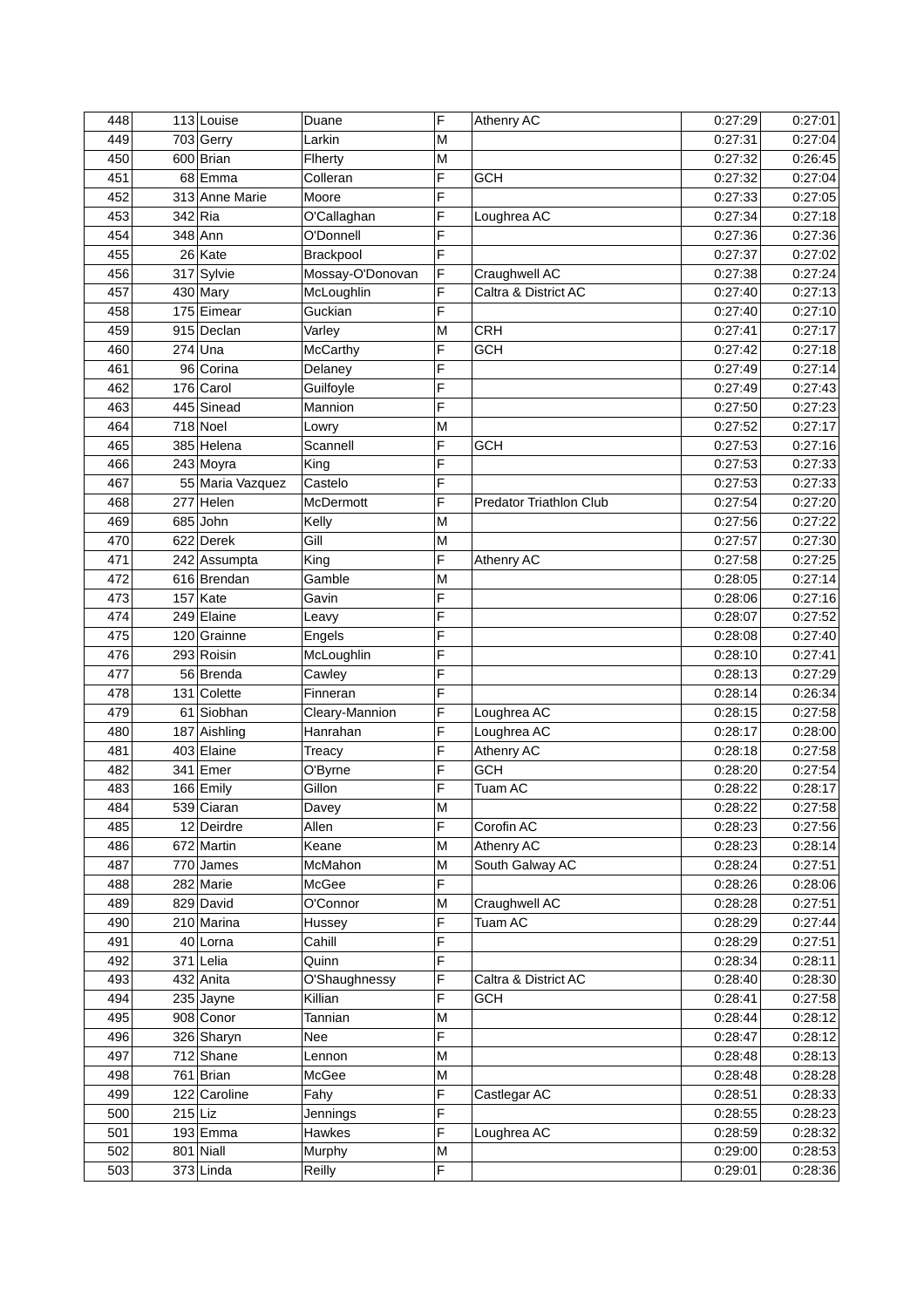| 448 | 113 | Louise | Duane | F | Athenry AC | 0:27:29 | 0:27:01 |
|---|---|---|---|---|---|---|---|
| 449 | 703 | Gerry | Larkin | M | | 0:27:31 | 0:27:04 |
| 450 | 600 | Brian | Flherty | M | | 0:27:32 | 0:26:45 |
| 451 | 68 | Emma | Colleran | F | GCH | 0:27:32 | 0:27:04 |
| 452 | 313 | Anne Marie | Moore | F | | 0:27:33 | 0:27:05 |
| 453 | 342 | Ria | O'Callaghan | F | Loughrea AC | 0:27:34 | 0:27:18 |
| 454 | 348 | Ann | O'Donnell | F | | 0:27:36 | 0:27:36 |
| 455 | 26 | Kate | Brackpool | F | | 0:27:37 | 0:27:02 |
| 456 | 317 | Sylvie | Mossay-O'Donovan | F | Craughwell AC | 0:27:38 | 0:27:24 |
| 457 | 430 | Mary | McLoughlin | F | Caltra & District AC | 0:27:40 | 0:27:13 |
| 458 | 175 | Eimear | Guckian | F | | 0:27:40 | 0:27:10 |
| 459 | 915 | Declan | Varley | M | CRH | 0:27:41 | 0:27:17 |
| 460 | 274 | Una | McCarthy | F | GCH | 0:27:42 | 0:27:18 |
| 461 | 96 | Corina | Delaney | F | | 0:27:49 | 0:27:14 |
| 462 | 176 | Carol | Guilfoyle | F | | 0:27:49 | 0:27:43 |
| 463 | 445 | Sinead | Mannion | F | | 0:27:50 | 0:27:23 |
| 464 | 718 | Noel | Lowry | M | | 0:27:52 | 0:27:17 |
| 465 | 385 | Helena | Scannell | F | GCH | 0:27:53 | 0:27:16 |
| 466 | 243 | Moyra | King | F | | 0:27:53 | 0:27:33 |
| 467 | 55 | Maria Vazquez | Castelo | F | | 0:27:53 | 0:27:33 |
| 468 | 277 | Helen | McDermott | F | Predator Triathlon Club | 0:27:54 | 0:27:20 |
| 469 | 685 | John | Kelly | M | | 0:27:56 | 0:27:22 |
| 470 | 622 | Derek | Gill | M | | 0:27:57 | 0:27:30 |
| 471 | 242 | Assumpta | King | F | Athenry AC | 0:27:58 | 0:27:25 |
| 472 | 616 | Brendan | Gamble | M | | 0:28:05 | 0:27:14 |
| 473 | 157 | Kate | Gavin | F | | 0:28:06 | 0:27:16 |
| 474 | 249 | Elaine | Leavy | F | | 0:28:07 | 0:27:52 |
| 475 | 120 | Grainne | Engels | F | | 0:28:08 | 0:27:40 |
| 476 | 293 | Roisin | McLoughlin | F | | 0:28:10 | 0:27:41 |
| 477 | 56 | Brenda | Cawley | F | | 0:28:13 | 0:27:29 |
| 478 | 131 | Colette | Finneran | F | | 0:28:14 | 0:26:34 |
| 479 | 61 | Siobhan | Cleary-Mannion | F | Loughrea AC | 0:28:15 | 0:27:58 |
| 480 | 187 | Aishling | Hanrahan | F | Loughrea AC | 0:28:17 | 0:28:00 |
| 481 | 403 | Elaine | Treacy | F | Athenry AC | 0:28:18 | 0:27:58 |
| 482 | 341 | Emer | O'Byrne | F | GCH | 0:28:20 | 0:27:54 |
| 483 | 166 | Emily | Gillon | F | Tuam AC | 0:28:22 | 0:28:17 |
| 484 | 539 | Ciaran | Davey | M | | 0:28:22 | 0:27:58 |
| 485 | 12 | Deirdre | Allen | F | Corofin AC | 0:28:23 | 0:27:56 |
| 486 | 672 | Martin | Keane | M | Athenry AC | 0:28:23 | 0:28:14 |
| 487 | 770 | James | McMahon | M | South Galway AC | 0:28:24 | 0:27:51 |
| 488 | 282 | Marie | McGee | F | | 0:28:26 | 0:28:06 |
| 489 | 829 | David | O'Connor | M | Craughwell AC | 0:28:28 | 0:27:51 |
| 490 | 210 | Marina | Hussey | F | Tuam AC | 0:28:29 | 0:27:44 |
| 491 | 40 | Lorna | Cahill | F | | 0:28:29 | 0:27:51 |
| 492 | 371 | Lelia | Quinn | F | | 0:28:34 | 0:28:11 |
| 493 | 432 | Anita | O'Shaughnessy | F | Caltra & District AC | 0:28:40 | 0:28:30 |
| 494 | 235 | Jayne | Killian | F | GCH | 0:28:41 | 0:27:58 |
| 495 | 908 | Conor | Tannian | M | | 0:28:44 | 0:28:12 |
| 496 | 326 | Sharyn | Nee | F | | 0:28:47 | 0:28:12 |
| 497 | 712 | Shane | Lennon | M | | 0:28:48 | 0:28:13 |
| 498 | 761 | Brian | McGee | M | | 0:28:48 | 0:28:28 |
| 499 | 122 | Caroline | Fahy | F | Castlegar AC | 0:28:51 | 0:28:33 |
| 500 | 215 | Liz | Jennings | F | | 0:28:55 | 0:28:23 |
| 501 | 193 | Emma | Hawkes | F | Loughrea AC | 0:28:59 | 0:28:32 |
| 502 | 801 | Niall | Murphy | M | | 0:29:00 | 0:28:53 |
| 503 | 373 | Linda | Reilly | F | | 0:29:01 | 0:28:36 |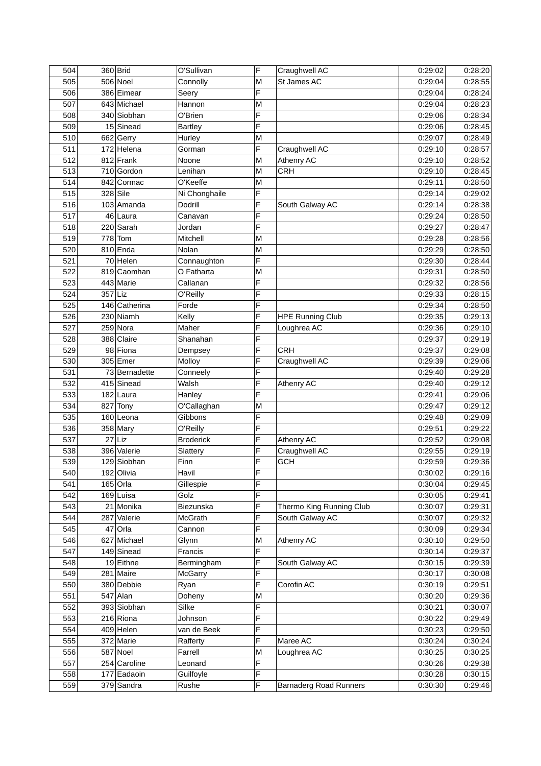| 504 | 360 | Brid | O'Sullivan | F | Craughwell AC | 0:29:02 | 0:28:20 |
|---|---|---|---|---|---|---|---|
| 505 | 506 | Noel | Connolly | M | St James AC | 0:29:04 | 0:28:55 |
| 506 | 386 | Eimear | Seery | F | | 0:29:04 | 0:28:24 |
| 507 | 643 | Michael | Hannon | M | | 0:29:04 | 0:28:23 |
| 508 | 340 | Siobhan | O'Brien | F | | 0:29:06 | 0:28:34 |
| 509 | 15 | Sinead | Bartley | F | | 0:29:06 | 0:28:45 |
| 510 | 662 | Gerry | Hurley | M | | 0:29:07 | 0:28:49 |
| 511 | 172 | Helena | Gorman | F | Craughwell AC | 0:29:10 | 0:28:57 |
| 512 | 812 | Frank | Noone | M | Athenry AC | 0:29:10 | 0:28:52 |
| 513 | 710 | Gordon | Lenihan | M | CRH | 0:29:10 | 0:28:45 |
| 514 | 842 | Cormac | O'Keeffe | M | | 0:29:11 | 0:28:50 |
| 515 | 328 | Sile | Ni Chonghaile | F | | 0:29:14 | 0:29:02 |
| 516 | 103 | Amanda | Dodrill | F | South Galway AC | 0:29:14 | 0:28:38 |
| 517 | 46 | Laura | Canavan | F | | 0:29:24 | 0:28:50 |
| 518 | 220 | Sarah | Jordan | F | | 0:29:27 | 0:28:47 |
| 519 | 778 | Tom | Mitchell | M | | 0:29:28 | 0:28:56 |
| 520 | 810 | Enda | Nolan | M | | 0:29:29 | 0:28:50 |
| 521 | 70 | Helen | Connaughton | F | | 0:29:30 | 0:28:44 |
| 522 | 819 | Caomhan | O Fatharta | M | | 0:29:31 | 0:28:50 |
| 523 | 443 | Marie | Callanan | F | | 0:29:32 | 0:28:56 |
| 524 | 357 | Liz | O'Reilly | F | | 0:29:33 | 0:28:15 |
| 525 | 146 | Catherina | Forde | F | | 0:29:34 | 0:28:50 |
| 526 | 230 | Niamh | Kelly | F | HPE Running Club | 0:29:35 | 0:29:13 |
| 527 | 259 | Nora | Maher | F | Loughrea AC | 0:29:36 | 0:29:10 |
| 528 | 388 | Claire | Shanahan | F | | 0:29:37 | 0:29:19 |
| 529 | 98 | Fiona | Dempsey | F | CRH | 0:29:37 | 0:29:08 |
| 530 | 305 | Emer | Molloy | F | Craughwell AC | 0:29:39 | 0:29:06 |
| 531 | 73 | Bernadette | Conneely | F | | 0:29:40 | 0:29:28 |
| 532 | 415 | Sinead | Walsh | F | Athenry AC | 0:29:40 | 0:29:12 |
| 533 | 182 | Laura | Hanley | F | | 0:29:41 | 0:29:06 |
| 534 | 827 | Tony | O'Callaghan | M | | 0:29:47 | 0:29:12 |
| 535 | 160 | Leona | Gibbons | F | | 0:29:48 | 0:29:09 |
| 536 | 358 | Mary | O'Reilly | F | | 0:29:51 | 0:29:22 |
| 537 | 27 | Liz | Broderick | F | Athenry AC | 0:29:52 | 0:29:08 |
| 538 | 396 | Valerie | Slattery | F | Craughwell AC | 0:29:55 | 0:29:19 |
| 539 | 129 | Siobhan | Finn | F | GCH | 0:29:59 | 0:29:36 |
| 540 | 192 | Olivia | Havil | F | | 0:30:02 | 0:29:16 |
| 541 | 165 | Orla | Gillespie | F | | 0:30:04 | 0:29:45 |
| 542 | 169 | Luisa | Golz | F | | 0:30:05 | 0:29:41 |
| 543 | 21 | Monika | Biezunska | F | Thermo King Running Club | 0:30:07 | 0:29:31 |
| 544 | 287 | Valerie | McGrath | F | South Galway AC | 0:30:07 | 0:29:32 |
| 545 | 47 | Orla | Cannon | F | | 0:30:09 | 0:29:34 |
| 546 | 627 | Michael | Glynn | M | Athenry AC | 0:30:10 | 0:29:50 |
| 547 | 149 | Sinead | Francis | F | | 0:30:14 | 0:29:37 |
| 548 | 19 | Eithne | Bermingham | F | South Galway AC | 0:30:15 | 0:29:39 |
| 549 | 281 | Maire | McGarry | F | | 0:30:17 | 0:30:08 |
| 550 | 380 | Debbie | Ryan | F | Corofin AC | 0:30:19 | 0:29:51 |
| 551 | 547 | Alan | Doheny | M | | 0:30:20 | 0:29:36 |
| 552 | 393 | Siobhan | Silke | F | | 0:30:21 | 0:30:07 |
| 553 | 216 | Riona | Johnson | F | | 0:30:22 | 0:29:49 |
| 554 | 409 | Helen | van de Beek | F | | 0:30:23 | 0:29:50 |
| 555 | 372 | Marie | Rafferty | F | Maree AC | 0:30:24 | 0:30:24 |
| 556 | 587 | Noel | Farrell | M | Loughrea AC | 0:30:25 | 0:30:25 |
| 557 | 254 | Caroline | Leonard | F | | 0:30:26 | 0:29:38 |
| 558 | 177 | Eadaoin | Guilfoyle | F | | 0:30:28 | 0:30:15 |
| 559 | 379 | Sandra | Rushe | F | Barnaderg Road Runners | 0:30:30 | 0:29:46 |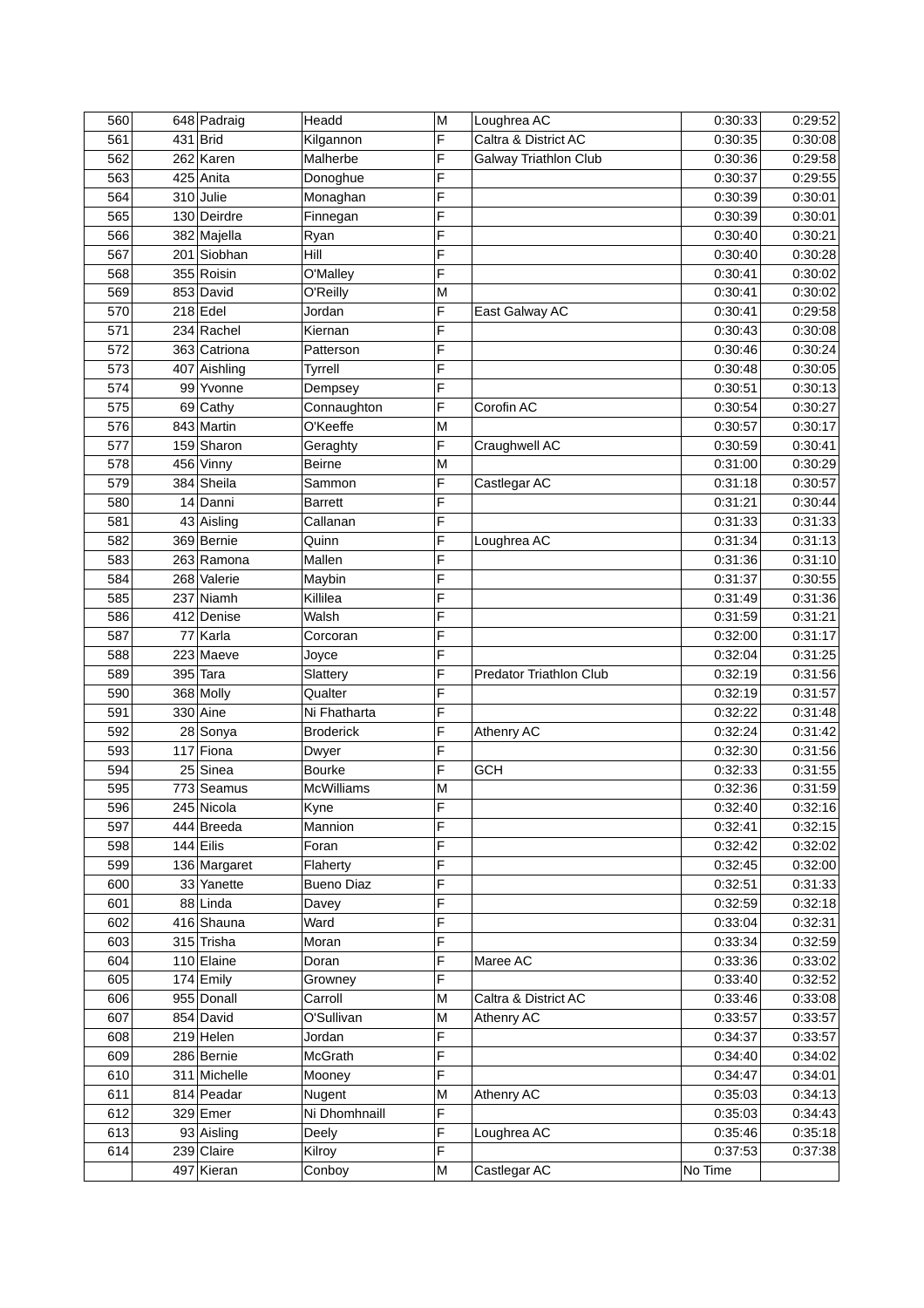| | | | | | | | |
|---|---|---|---|---|---|---|---|
| 560 | 648 | Padraig | Headd | M | Loughrea AC | 0:30:33 | 0:29:52 |
| 561 | 431 | Brid | Kilgannon | F | Caltra & District AC | 0:30:35 | 0:30:08 |
| 562 | 262 | Karen | Malherbe | F | Galway Triathlon Club | 0:30:36 | 0:29:58 |
| 563 | 425 | Anita | Donoghue | F | | 0:30:37 | 0:29:55 |
| 564 | 310 | Julie | Monaghan | F | | 0:30:39 | 0:30:01 |
| 565 | 130 | Deirdre | Finnegan | F | | 0:30:39 | 0:30:01 |
| 566 | 382 | Majella | Ryan | F | | 0:30:40 | 0:30:21 |
| 567 | 201 | Siobhan | Hill | F | | 0:30:40 | 0:30:28 |
| 568 | 355 | Roisin | O'Malley | F | | 0:30:41 | 0:30:02 |
| 569 | 853 | David | O'Reilly | M | | 0:30:41 | 0:30:02 |
| 570 | 218 | Edel | Jordan | F | East Galway AC | 0:30:41 | 0:29:58 |
| 571 | 234 | Rachel | Kiernan | F | | 0:30:43 | 0:30:08 |
| 572 | 363 | Catriona | Patterson | F | | 0:30:46 | 0:30:24 |
| 573 | 407 | Aishling | Tyrrell | F | | 0:30:48 | 0:30:05 |
| 574 | 99 | Yvonne | Dempsey | F | | 0:30:51 | 0:30:13 |
| 575 | 69 | Cathy | Connaughton | F | Corofin AC | 0:30:54 | 0:30:27 |
| 576 | 843 | Martin | O'Keeffe | M | | 0:30:57 | 0:30:17 |
| 577 | 159 | Sharon | Geraghty | F | Craughwell AC | 0:30:59 | 0:30:41 |
| 578 | 456 | Vinny | Beirne | M | | 0:31:00 | 0:30:29 |
| 579 | 384 | Sheila | Sammon | F | Castlegar AC | 0:31:18 | 0:30:57 |
| 580 | 14 | Danni | Barrett | F | | 0:31:21 | 0:30:44 |
| 581 | 43 | Aisling | Callanan | F | | 0:31:33 | 0:31:33 |
| 582 | 369 | Bernie | Quinn | F | Loughrea AC | 0:31:34 | 0:31:13 |
| 583 | 263 | Ramona | Mallen | F | | 0:31:36 | 0:31:10 |
| 584 | 268 | Valerie | Maybin | F | | 0:31:37 | 0:30:55 |
| 585 | 237 | Niamh | Killilea | F | | 0:31:49 | 0:31:36 |
| 586 | 412 | Denise | Walsh | F | | 0:31:59 | 0:31:21 |
| 587 | 77 | Karla | Corcoran | F | | 0:32:00 | 0:31:17 |
| 588 | 223 | Maeve | Joyce | F | | 0:32:04 | 0:31:25 |
| 589 | 395 | Tara | Slattery | F | Predator Triathlon Club | 0:32:19 | 0:31:56 |
| 590 | 368 | Molly | Qualter | F | | 0:32:19 | 0:31:57 |
| 591 | 330 | Aine | Ni Fhatharta | F | | 0:32:22 | 0:31:48 |
| 592 | 28 | Sonya | Broderick | F | Athenry AC | 0:32:24 | 0:31:42 |
| 593 | 117 | Fiona | Dwyer | F | | 0:32:30 | 0:31:56 |
| 594 | 25 | Sinea | Bourke | F | GCH | 0:32:33 | 0:31:55 |
| 595 | 773 | Seamus | McWilliams | M | | 0:32:36 | 0:31:59 |
| 596 | 245 | Nicola | Kyne | F | | 0:32:40 | 0:32:16 |
| 597 | 444 | Breeda | Mannion | F | | 0:32:41 | 0:32:15 |
| 598 | 144 | Eilis | Foran | F | | 0:32:42 | 0:32:02 |
| 599 | 136 | Margaret | Flaherty | F | | 0:32:45 | 0:32:00 |
| 600 | 33 | Yanette | Bueno Diaz | F | | 0:32:51 | 0:31:33 |
| 601 | 88 | Linda | Davey | F | | 0:32:59 | 0:32:18 |
| 602 | 416 | Shauna | Ward | F | | 0:33:04 | 0:32:31 |
| 603 | 315 | Trisha | Moran | F | | 0:33:34 | 0:32:59 |
| 604 | 110 | Elaine | Doran | F | Maree AC | 0:33:36 | 0:33:02 |
| 605 | 174 | Emily | Growney | F | | 0:33:40 | 0:32:52 |
| 606 | 955 | Donall | Carroll | M | Caltra & District AC | 0:33:46 | 0:33:08 |
| 607 | 854 | David | O'Sullivan | M | Athenry AC | 0:33:57 | 0:33:57 |
| 608 | 219 | Helen | Jordan | F | | 0:34:37 | 0:33:57 |
| 609 | 286 | Bernie | McGrath | F | | 0:34:40 | 0:34:02 |
| 610 | 311 | Michelle | Mooney | F | | 0:34:47 | 0:34:01 |
| 611 | 814 | Peadar | Nugent | M | Athenry AC | 0:35:03 | 0:34:13 |
| 612 | 329 | Emer | Ni Dhomhnaill | F | | 0:35:03 | 0:34:43 |
| 613 | 93 | Aisling | Deely | F | Loughrea AC | 0:35:46 | 0:35:18 |
| 614 | 239 | Claire | Kilroy | F | | 0:37:53 | 0:37:38 |
| | 497 | Kieran | Conboy | M | Castlegar AC | No Time | |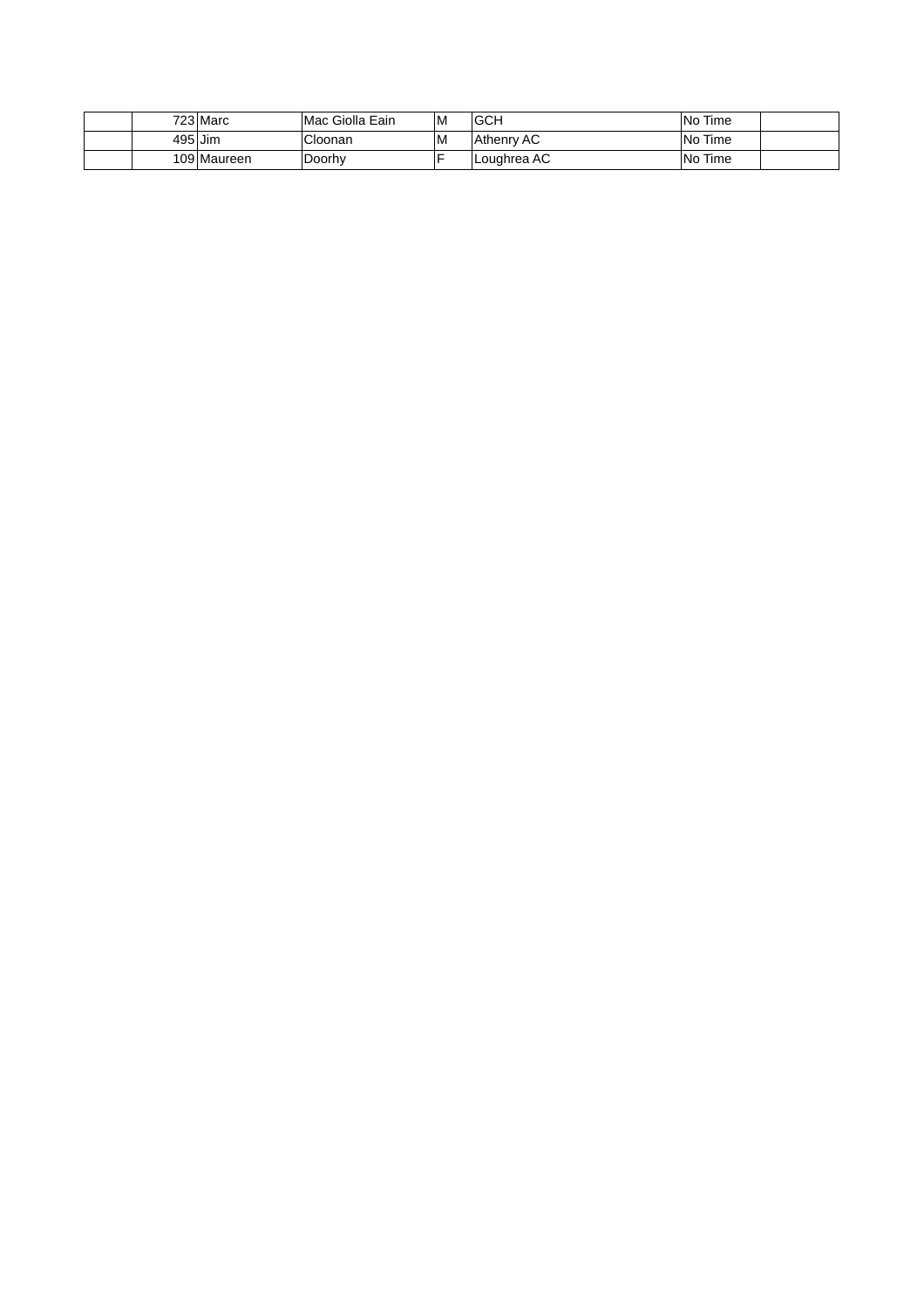| | | | | | | | |
|---|---|---|---|---|---|---|---|
| | 723 | Marc | Mac Giolla Eain | M | GCH | No Time | |
| | 495 | Jim | Cloonan | M | Athenry AC | No Time | |
| | 109 | Maureen | Doorhy | F | Loughrea AC | No Time | |